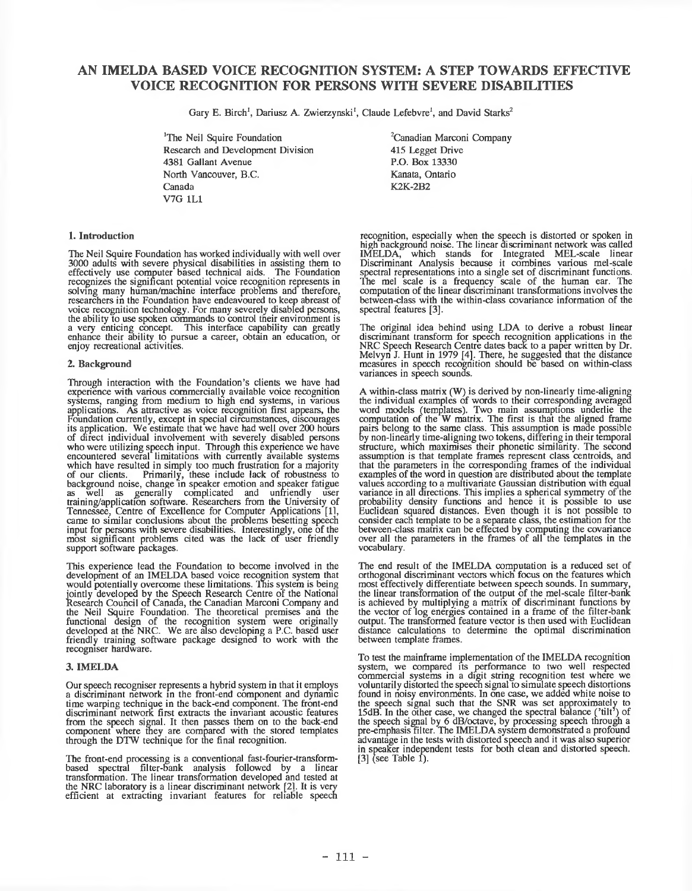# AN IMELDA BASED VOICE RECOGNITION SYSTEM: A STEP TOWARDS EFFECTIVE VOICE RECOGNITION FOR PERSONS WITH SEVERE DISABILITIES

Gary E. Birch[1], Dariusz A. Zwierzynski[1], Claude Lefebvre[1], and David Starks[2]

[1]The Neil Squire Foundation
Research and Development Division
4381 Gallant Avenue
North Vancouver, B.C.
Canada
V7G 1L1

[2]Canadian Marconi Company
415 Legget Drive
P.O. Box 13330
Kanata, Ontario
K2K-2B2

## 1. Introduction

The Neil Squire Foundation has worked individually with well over 3000 adults with severe physical disabilities in assisting them to effectively use computer based technical aids. The Foundation recognizes the significant potential voice recognition represents in solving many human/machine interface problems and therefore, researchers in the Foundation have endeavoured to keep abreast of voice recognition technology. For many severely disabled persons, the ability to use spoken commands to control their environment is a very enticing concept. This interface capability can greatly enhance their ability to pursue a career, obtain an education, or enjoy recreational activities.

## 2. Background

Through interaction with the Foundation's clients we have had experience with various commercially available voice recognition systems, ranging from medium to high end systems, in various applications. As attractive as voice recognition first appears, the Foundation currently, except in special circumstances, discourages its application. We estimate that we have had well over 200 hours of direct individual involvement with severely disabled persons who were utilizing speech input. Through this experience we have encountered several limitations with currently available systems which have resulted in simply too much frustration for a majority of our clients. Primarily, these include lack of robustness to background noise, change in speaker emotion and speaker fatigue as well as generally complicated and unfriendly user training/application software. Researchers from the University of Tennessee, Centre of Excellence for Computer Applications [1], came to similar conclusions about the problems besetting speech input for persons with severe disabilities. Interestingly, one of the most significant problems cited was the lack of user friendly support software packages.

This experience lead the Foundation to become involved in the development of an IMELDA based voice recognition system that would potentially overcome these limitations. This system is being jointly developed by the Speech Research Centre of the National Research Council of Canada, the Canadian Marconi Company and the Neil Squire Foundation. The theoretical premises and the functional design of the recognition system were originally developed at the NRC. We are also developing a P.C. based user friendly training software package designed to work with the recogniser hardware.

## 3. IMELDA

Our speech recogniser represents a hybrid system in that it employs a discriminant network in the front-end component and dynamic time warping technique in the back-end component. The front-end discriminant network first extracts the invariant acoustic features from the speech signal. It then passes them on to the back-end component where they are compared with the stored templates through the DTW technique for the final recognition.

The front-end processing is a conventional fast-fourier-transform-based spectral filter-bank analysis followed by a linear transformation. The linear transformation developed and tested at the NRC laboratory is a linear discriminant network [2]. It is very efficient at extracting invariant features for reliable speech recognition, especially when the speech is distorted or spoken in high background noise. The linear discriminant network was called IMELDA, which stands for Integrated MEL-scale linear Discriminant Analysis because it combines various mel-scale spectral representations into a single set of discriminant functions. The mel scale is a frequency scale of the human ear. The computation of the linear discriminant transformations involves the between-class with the within-class covariance information of the spectral features [3].

The original idea behind using LDA to derive a robust linear discriminant transform for speech recognition applications in the NRC Speech Research Centre dates back to a paper written by Dr. Melvyn J. Hunt in 1979 [4]. There, he suggested that the distance measures in speech recognition should be based on within-class variances in speech sounds.

A within-class matrix (W) is derived by non-linearly time-aligning the individual examples of words to their corresponding averaged word models (templates). Two main assumptions underlie the computation of the W matrix. The first is that the aligned frame pairs belong to the same class. This assumption is made possible by non-linearly time-aligning two tokens, differing in their temporal structure, which maximises their phonetic similarity. The second assumption is that template frames represent class centroids, and that the parameters in the corresponding frames of the individual examples of the word in question are distributed about the template values according to a multivariate Gaussian distribution with equal variance in all directions. This implies a spherical symmetry of the probability density functions and hence it is possible to use Euclidean squared distances. Even though it is not possible to consider each template to be a separate class, the estimation for the between-class matrix can be effected by computing the covariance over all the parameters in the frames of all the templates in the vocabulary.

The end result of the IMELDA computation is a reduced set of orthogonal discriminant vectors which focus on the features which most effectively differentiate between speech sounds. In summary, the linear transformation of the output of the mel-scale filter-bank is achieved by multiplying a matrix of discriminant functions by the vector of log energies contained in a frame of the filter-bank output. The transformed feature vector is then used with Euclidean distance calculations to determine the optimal discrimination between template frames.

To test the mainframe implementation of the IMELDA recognition system, we compared its performance to two well respected commercial systems in a digit string recognition test where we voluntarily distorted the speech signal to simulate speech distortions found in noisy environments. In one case, we added white noise to the speech signal such that the SNR was set approximately to 15dB. In the other case, we changed the spectral balance ('tilt') of the speech signal by 6 dB/octave, by processing speech through a pre-emphasis filter. The IMELDA system demonstrated a profound advantage in the tests with distorted speech and it was also superior in speaker independent tests for both clean and distorted speech. [3] (see Table 1).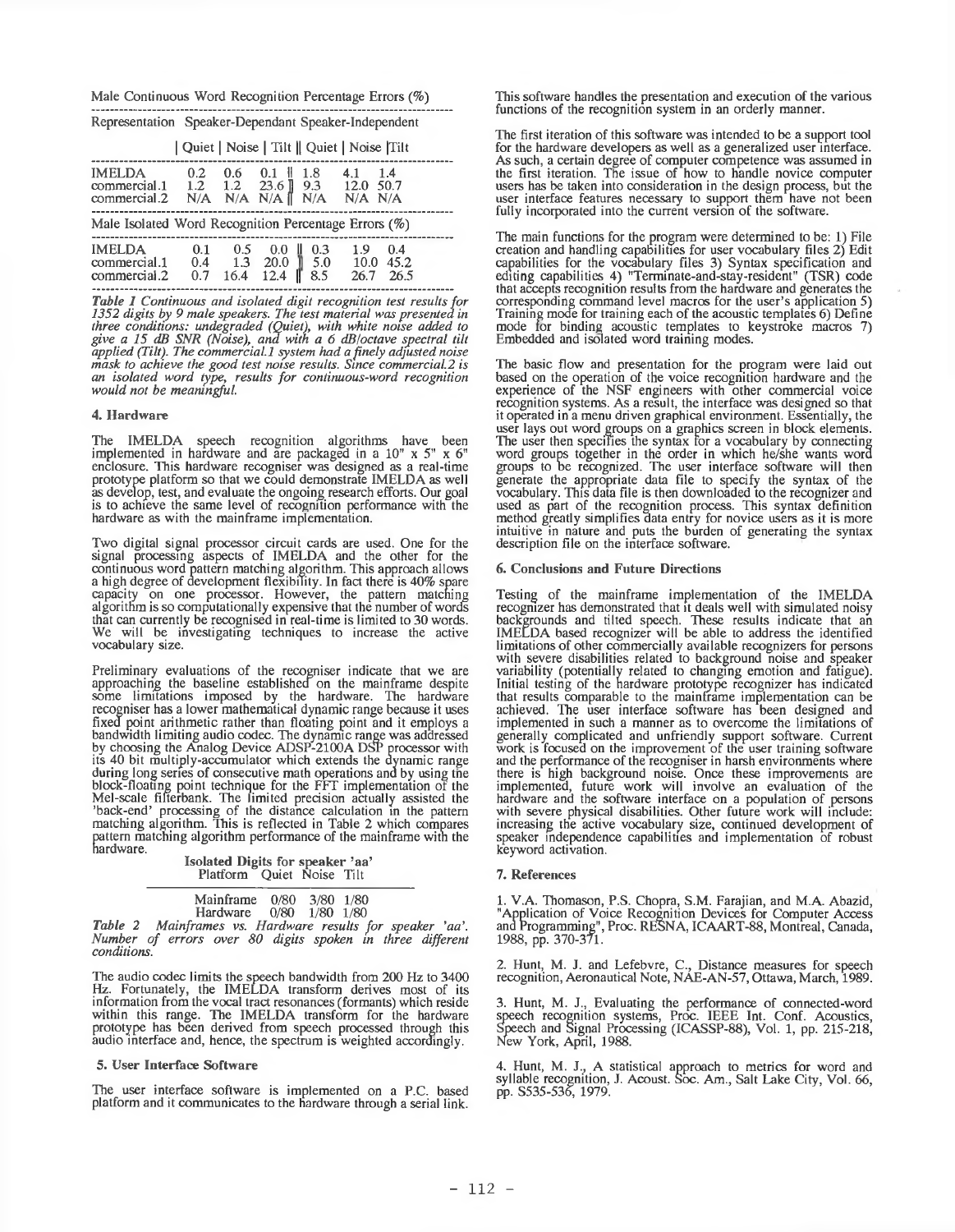Male Continuous Word Recognition Percentage Errors (%)

| Representation | Speaker-Dependant | | | Speaker-Independent | | |
|---|---|---|---|---|---|---|
| | Quiet | Noise | Tilt | Quiet | Noise | Tilt |
| IMELDA | 0.2 | 0.6 | 0.1 | 1.8 | 4.1 | 1.4 |
| commercial.1 | 1.2 | 1.2 | 23.6 | 9.3 | 12.0 | 50.7 |
| commercial.2 | N/A | N/A | N/A | N/A | N/A | N/A |

Male Isolated Word Recognition Percentage Errors (%)

| Representation | Quiet | Noise | Tilt | Quiet | Noise | Tilt |
|---|---|---|---|---|---|---|
| IMELDA | 0.1 | 0.5 | 0.0 | 0.3 | 1.9 | 0.4 |
| commercial.1 | 0.4 | 1.3 | 20.0 | 5.0 | 10.0 | 45.2 |
| commercial.2 | 0.7 | 16.4 | 12.4 | 8.5 | 26.7 | 26.5 |

*Table 1 Continuous and isolated digit recognition test results for 1352 digits by 9 male speakers. The test material was presented in three conditions: undegraded (Quiet), with white noise added to give a 15 dB SNR (Noise), and with a 6 dB/octave spectral tilt applied (Tilt). The commercial.1 system had a finely adjusted noise mask to achieve the good test noise results. Since commercial.2 is an isolated word type, results for continuous-word recognition would not be meaningful.*

### 4. Hardware

The IMELDA speech recognition algorithms have been implemented in hardware and are packaged in a 10" x 5" x 6" enclosure. This hardware recogniser was designed as a real-time prototype platform so that we could demonstrate IMELDA as well as develop, test, and evaluate the ongoing research efforts. Our goal is to achieve the same level of recognition performance with the hardware as with the mainframe implementation.

Two digital signal processor circuit cards are used. One for the signal processing aspects of IMELDA and the other for the continuous word pattern matching algorithm. This approach allows a high degree of development flexibility. In fact there is 40% spare capacity on one processor. However, the pattern matching algorithm is so computationally expensive that the number of words that can currently be recognised in real-time is limited to 30 words. We will be investigating techniques to increase the active vocabulary size.

Preliminary evaluations of the recogniser indicate that we are approaching the baseline established on the mainframe despite some limitations imposed by the hardware. The hardware recogniser has a lower mathematical dynamic range because it uses fixed point arithmetic rather than floating point and it employs a bandwidth limiting audio codec. The dynamic range was addressed by choosing the Analog Device ADSP-2100A DSP processor with its 40 bit multiply-accumulator which extends the dynamic range during long series of consecutive math operations and by using the block-floating point technique for the FFT implementation of the Mel-scale filterbank. The limited precision actually assisted the 'back-end' processing of the distance calculation in the pattern matching algorithm. This is reflected in Table 2 which compares pattern matching algorithm performance of the mainframe with the hardware.

**Isolated Digits for speaker 'aa'**

| Platform | Quiet | Noise | Tilt |
|---|---|---|---|
| Mainframe | 0/80 | 3/80 | 1/80 |
| Hardware | 0/80 | 1/80 | 1/80 |

*Table 2 Mainframes vs. Hardware results for speaker 'aa'. Number of errors over 80 digits spoken in three different conditions.*

The audio codec limits the speech bandwidth from 200 Hz to 3400 Hz. Fortunately, the IMELDA transform derives most of its information from the vocal tract resonances (formants) which reside within this range. The IMELDA transform for the hardware prototype has been derived from speech processed through this audio interface and, hence, the spectrum is weighted accordingly.

### 5. User Interface Software

The user interface software is implemented on a P.C. based platform and it communicates to the hardware through a serial link. This software handles the presentation and execution of the various functions of the recognition system in an orderly manner.

The first iteration of this software was intended to be a support tool for the hardware developers as well as a generalized user interface. As such, a certain degree of computer competence was assumed in the first iteration. The issue of how to handle novice computer users has be taken into consideration in the design process, but the user interface features necessary to support them have not been fully incorporated into the current version of the software.

The main functions for the program were determined to be: 1) File creation and handling capabilities for user vocabulary files 2) Edit capabilities for the vocabulary files 3) Syntax specification and editing capabilities 4) "Terminate-and-stay-resident" (TSR) code that accepts recognition results from the hardware and generates the corresponding command level macros for the user's application 5) Training mode for training each of the acoustic templates 6) Define mode for binding acoustic templates to keystroke macros 7) Embedded and isolated word training modes.

The basic flow and presentation for the program were laid out based on the operation of the voice recognition hardware and the experience of the NSF engineers with other commercial voice recognition systems. As a result, the interface was designed so that it operated in a menu driven graphical environment. Essentially, the user lays out word groups on a graphics screen in block elements. The user then specifies the syntax for a vocabulary by connecting word groups together in the order in which he/she wants word groups to be recognized. The user interface software will then generate the appropriate data file to specify the syntax of the vocabulary. This data file is then downloaded to the recognizer and used as part of the recognition process. This syntax definition method greatly simplifies data entry for novice users as it is more intuitive in nature and puts the burden of generating the syntax description file on the interface software.

### 6. Conclusions and Future Directions

Testing of the mainframe implementation of the IMELDA recognizer has demonstrated that it deals well with simulated noisy backgrounds and tilted speech. These results indicate that an IMELDA based recognizer will be able to address the identified limitations of other commercially available recognizers for persons with severe disabilities related to background noise and speaker variability (potentially related to changing emotion and fatigue). Initial testing of the hardware prototype recognizer has indicated that results comparable to the mainframe implementation can be achieved. The user interface software has been designed and implemented in such a manner as to overcome the limitations of generally complicated and unfriendly support software. Current work is focused on the improvement of the user training software and the performance of the recogniser in harsh environments where there is high background noise. Once these improvements are implemented, future work will involve an evaluation of the hardware and the software interface on a population of persons with severe physical disabilities. Other future work will include: increasing the active vocabulary size, continued development of speaker independence capabilities and implementation of robust keyword activation.

### 7. References

1. V.A. Thomason, P.S. Chopra, S.M. Farajian, and M.A. Abazid, "Application of Voice Recognition Devices for Computer Access and Programming", Proc. RESNA, ICAART-88, Montreal, Canada, 1988, pp. 370-371.

2. Hunt, M. J. and Lefebvre, C., Distance measures for speech recognition, Aeronautical Note, NAE-AN-57, Ottawa, March, 1989.

3. Hunt, M. J., Evaluating the performance of connected-word speech recognition systems, Proc. IEEE Int. Conf. Acoustics, Speech and Signal Processing (ICASSP-88), Vol. 1, pp. 215-218, New York, April, 1988.

4. Hunt, M. J., A statistical approach to metrics for word and syllable recognition, J. Acoust. Soc. Am., Salt Lake City, Vol. 66, pp. S535-536, 1979.